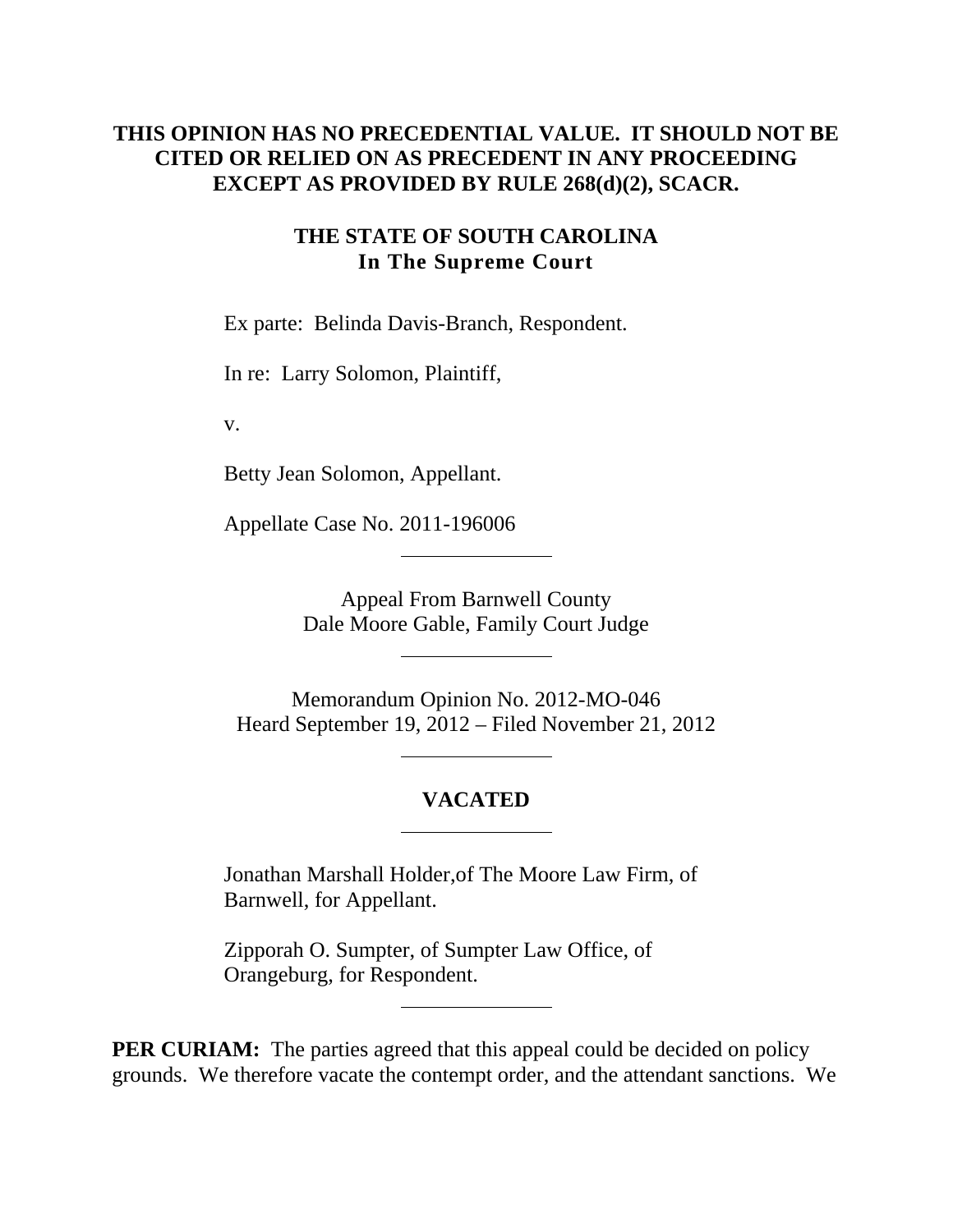**THIS OPINION HAS NO PRECEDENTIAL VALUE. IT SHOULD NOT BE CITED OR RELIED ON AS PRECEDENT IN ANY PROCEEDING EXCEPT AS PROVIDED BY RULE 268(d)(2), SCACR.**

# THE STATE OF SOUTH CAROLINA
## In The Supreme Court

Ex parte: Belinda Davis-Branch, Respondent.

In re: Larry Solomon, Plaintiff,

v.

Betty Jean Solomon, Appellant.

Appellate Case No. 2011-196006

---

Appeal From Barnwell County
Dale Moore Gable, Family Court Judge

---

Memorandum Opinion No. 2012-MO-046
Heard September 19, 2012 – Filed November 21, 2012

---

**VACATED**

---

Jonathan Marshall Holder,of The Moore Law Firm, of Barnwell, for Appellant.

Zipporah O. Sumpter, of Sumpter Law Office, of Orangeburg, for Respondent.

---

**PER CURIAM:** The parties agreed that this appeal could be decided on policy grounds. We therefore vacate the contempt order, and the attendant sanctions. We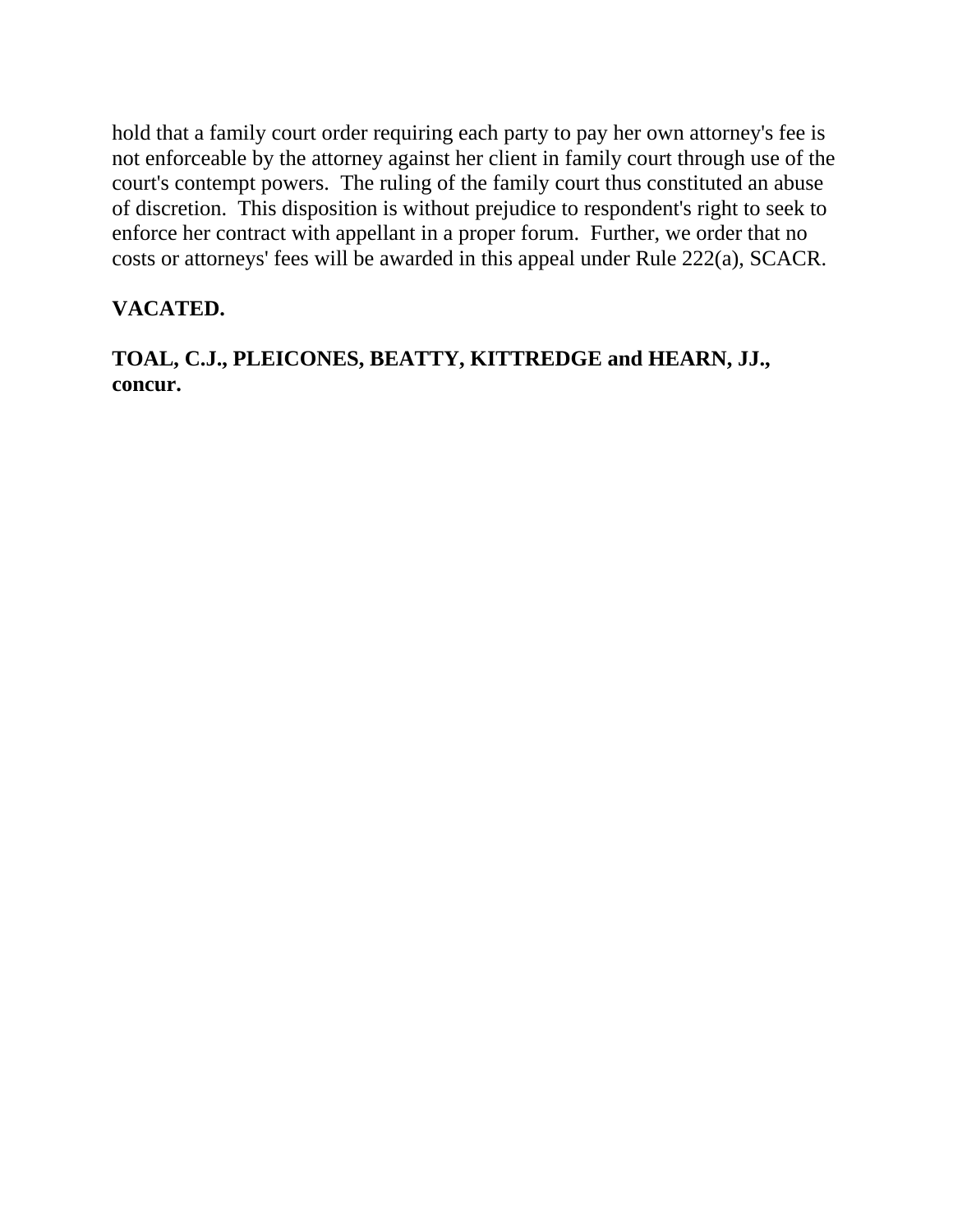hold that a family court order requiring each party to pay her own attorney's fee is not enforceable by the attorney against her client in family court through use of the court's contempt powers. The ruling of the family court thus constituted an abuse of discretion. This disposition is without prejudice to respondent's right to seek to enforce her contract with appellant in a proper forum. Further, we order that no costs or attorneys' fees will be awarded in this appeal under Rule 222(a), SCACR.

**VACATED.**

**TOAL, C.J., PLEICONES, BEATTY, KITTREDGE and HEARN, JJ., concur.**